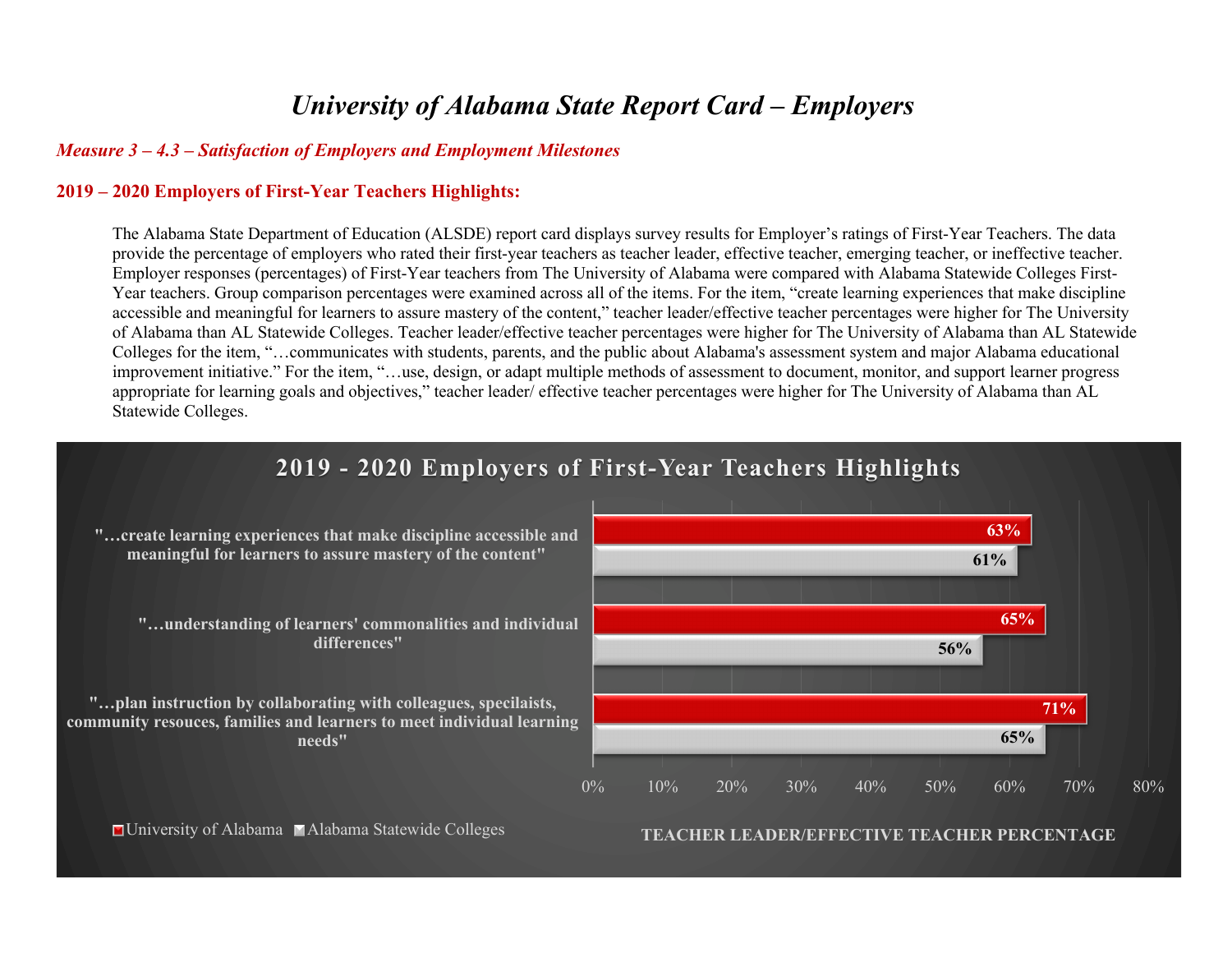# *University of Alabama State Report Card – Employers*

***Measure 3 – 4.3 – Satisfaction of Employers and Employment Milestones***

**2019 – 2020 Employers of First-Year Teachers Highlights:**

The Alabama State Department of Education (ALSDE) report card displays survey results for Employer's ratings of First-Year Teachers. The data provide the percentage of employers who rated their first-year teachers as teacher leader, effective teacher, emerging teacher, or ineffective teacher. Employer responses (percentages) of First-Year teachers from The University of Alabama were compared with Alabama Statewide Colleges First-Year teachers. Group comparison percentages were examined across all of the items. For the item, "create learning experiences that make discipline accessible and meaningful for learners to assure mastery of the content," teacher leader/effective teacher percentages were higher for The University of Alabama than AL Statewide Colleges. Teacher leader/effective teacher percentages were higher for The University of Alabama than AL Statewide Colleges for the item, "…communicates with students, parents, and the public about Alabama's assessment system and major Alabama educational improvement initiative." For the item, "…use, design, or adapt multiple methods of assessment to document, monitor, and support learner progress appropriate for learning goals and objectives," teacher leader/ effective teacher percentages were higher for The University of Alabama than AL Statewide Colleges.

**2019 - 2020 Employers of First-Year Teachers Highlights**

| Item | University of Alabama | Alabama Statewide Colleges |
|---|---|---|
| "…create learning experiences that make discipline accessible and meaningful for learners to assure mastery of the content" | 63% | 61% |
| "…understanding of learners' commonalities and individual differences" | 65% | 56% |
| "…plan instruction by collaborating with colleagues, specilaists, community resouces, families and learners to meet individual learning needs" | 71% | 65% |

TEACHER LEADER/EFFECTIVE TEACHER PERCENTAGE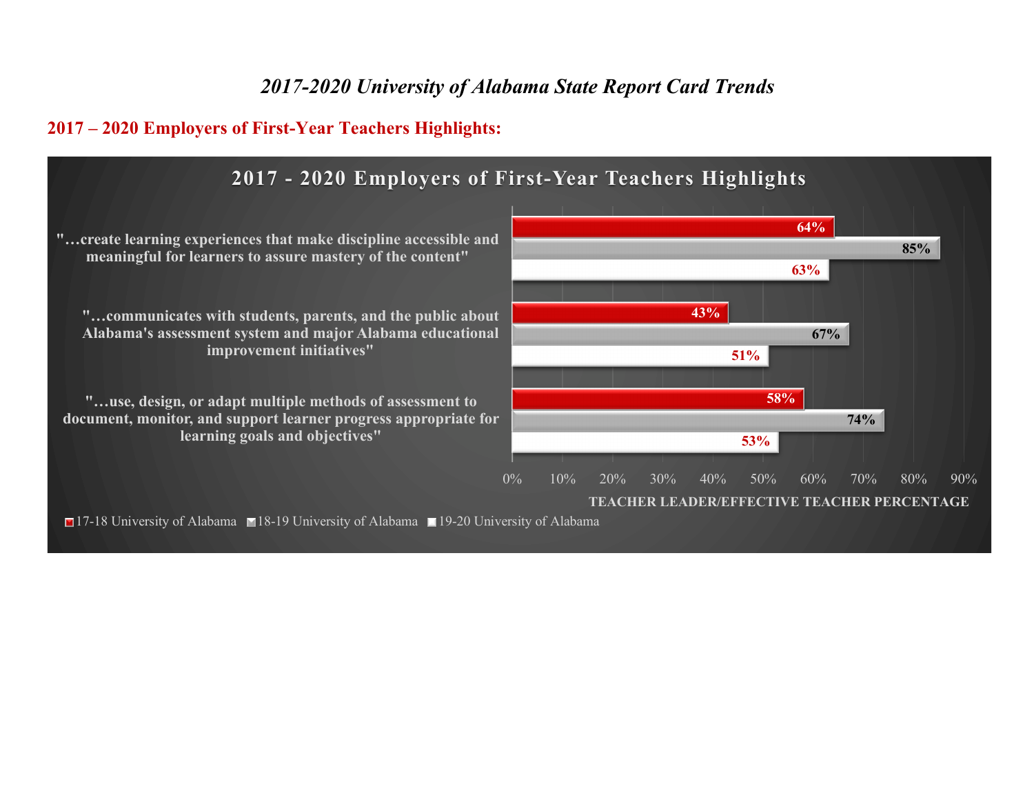# *2017-2020 University of Alabama State Report Card Trends*

## 2017 – 2020 Employers of First-Year Teachers Highlights:

2017 - 2020 Employers of First-Year Teachers Highlights

"…create learning experiences that make discipline accessible and meaningful for learners to assure mastery of the content"

64%
85%
63%

"…communicates with students, parents, and the public about Alabama's assessment system and major Alabama educational improvement initiatives"

43%
67%
51%

"…use, design, or adapt multiple methods of assessment to document, monitor, and support learner progress appropriate for learning goals and objectives"

58%
74%
53%

0% 10% 20% 30% 40% 50% 60% 70% 80% 90%

TEACHER LEADER/EFFECTIVE TEACHER PERCENTAGE

17-18 University of Alabama
18-19 University of Alabama
19-20 University of Alabama